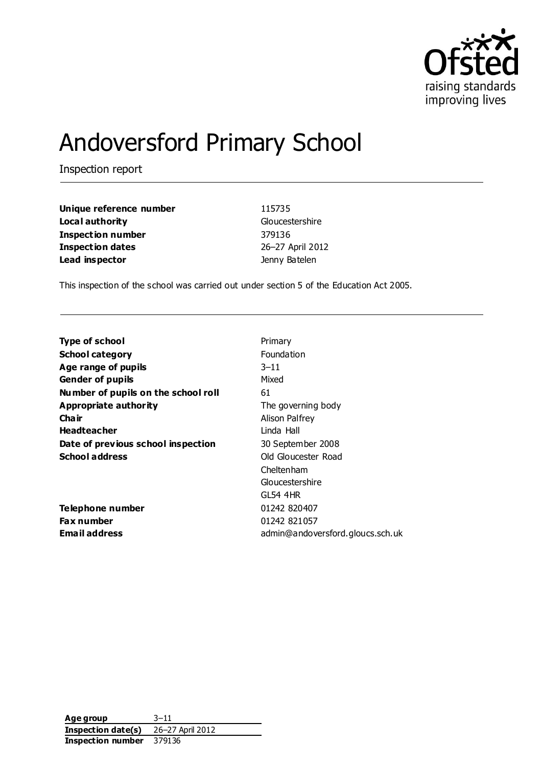# Andoversford Primary School

Inspection report

| | |
|---|---|
| **Unique reference number** | 115735 |
| **Local authority** | Gloucestershire |
| **Inspection number** | 379136 |
| **Inspection dates** | 26–27 April 2012 |
| **Lead inspector** | Jenny Batelen |

This inspection of the school was carried out under section 5 of the Education Act 2005.

| | |
|---|---|
| **Type of school** | Primary |
| **School category** | Foundation |
| **Age range of pupils** | 3–11 |
| **Gender of pupils** | Mixed |
| **Number of pupils on the school roll** | 61 |
| **Appropriate authority** | The governing body |
| **Chair** | Alison Palfrey |
| **Headteacher** | Linda Hall |
| **Date of previous school inspection** | 30 September 2008 |
| **School address** | Old Gloucester Road<br>Cheltenham<br>Gloucestershire<br>GL54 4HR |
| **Telephone number** | 01242 820407 |
| **Fax number** | 01242 821057 |
| **Email address** | admin@andoversford.gloucs.sch.uk |

| | |
|---|---|
| **Age group** | 3–11 |
| **Inspection date(s)** | 26–27 April 2012 |
| **Inspection number** | 379136 |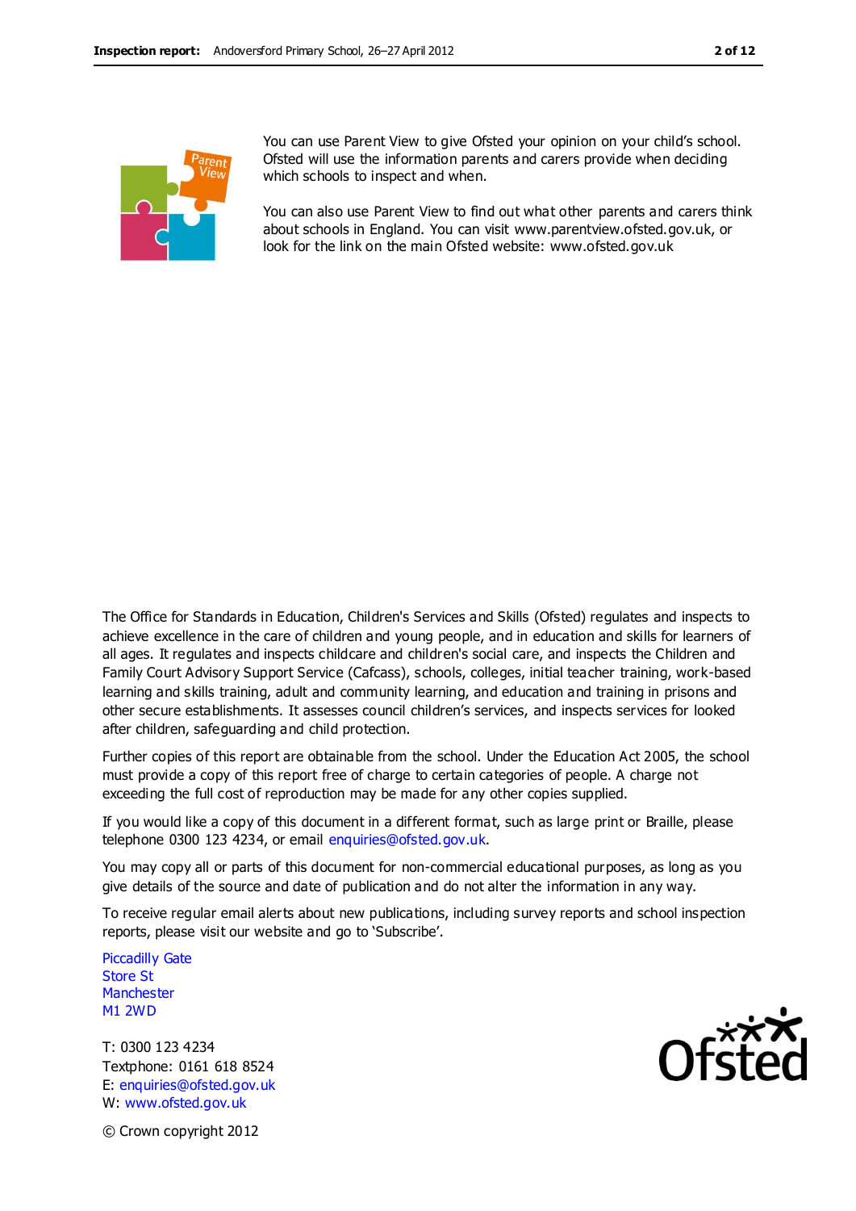You can use Parent View to give Ofsted your opinion on your child's school. Ofsted will use the information parents and carers provide when deciding which schools to inspect and when.

You can also use Parent View to find out what other parents and carers think about schools in England. You can visit www.parentview.ofsted.gov.uk, or look for the link on the main Ofsted website: www.ofsted.gov.uk

The Office for Standards in Education, Children's Services and Skills (Ofsted) regulates and inspects to achieve excellence in the care of children and young people, and in education and skills for learners of all ages. It regulates and inspects childcare and children's social care, and inspects the Children and Family Court Advisory Support Service (Cafcass), schools, colleges, initial teacher training, work-based learning and skills training, adult and community learning, and education and training in prisons and other secure establishments. It assesses council children's services, and inspects services for looked after children, safeguarding and child protection.

Further copies of this report are obtainable from the school. Under the Education Act 2005, the school must provide a copy of this report free of charge to certain categories of people. A charge not exceeding the full cost of reproduction may be made for any other copies supplied.

If you would like a copy of this document in a different format, such as large print or Braille, please telephone 0300 123 4234, or email enquiries@ofsted.gov.uk.

You may copy all or parts of this document for non-commercial educational purposes, as long as you give details of the source and date of publication and do not alter the information in any way.

To receive regular email alerts about new publications, including survey reports and school inspection reports, please visit our website and go to 'Subscribe'.

Piccadilly Gate
Store St
Manchester
M1 2WD

T: 0300 123 4234
Textphone: 0161 618 8524
E: enquiries@ofsted.gov.uk
W: www.ofsted.gov.uk

© Crown copyright 2012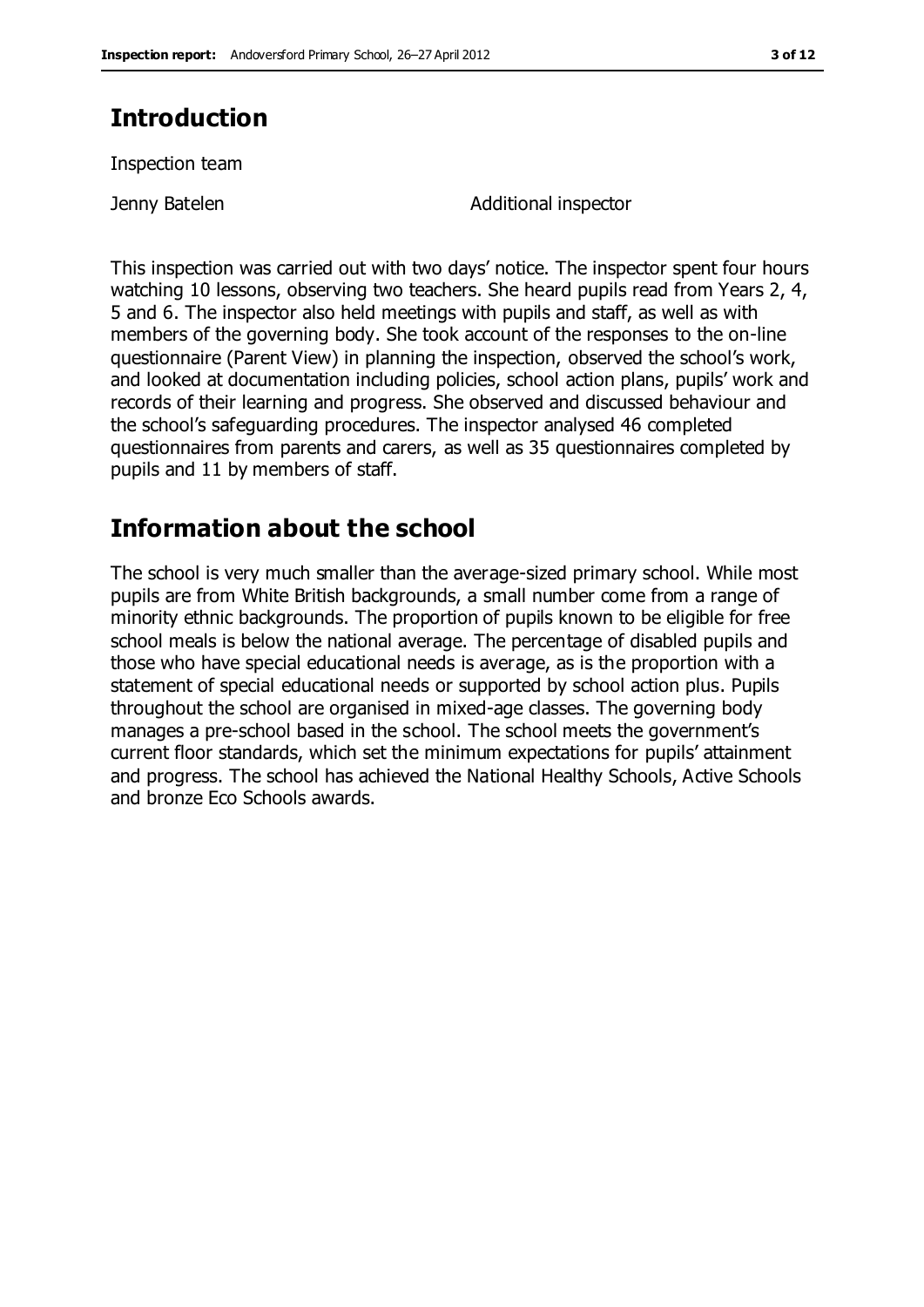## Introduction

Inspection team

| | |
|---|---|
| Jenny Batelen | Additional inspector |

This inspection was carried out with two days' notice. The inspector spent four hours watching 10 lessons, observing two teachers. She heard pupils read from Years 2, 4, 5 and 6. The inspector also held meetings with pupils and staff, as well as with members of the governing body. She took account of the responses to the on-line questionnaire (Parent View) in planning the inspection, observed the school's work, and looked at documentation including policies, school action plans, pupils' work and records of their learning and progress. She observed and discussed behaviour and the school's safeguarding procedures. The inspector analysed 46 completed questionnaires from parents and carers, as well as 35 questionnaires completed by pupils and 11 by members of staff.

## Information about the school

The school is very much smaller than the average-sized primary school. While most pupils are from White British backgrounds, a small number come from a range of minority ethnic backgrounds. The proportion of pupils known to be eligible for free school meals is below the national average. The percentage of disabled pupils and those who have special educational needs is average, as is the proportion with a statement of special educational needs or supported by school action plus. Pupils throughout the school are organised in mixed-age classes. The governing body manages a pre-school based in the school. The school meets the government's current floor standards, which set the minimum expectations for pupils' attainment and progress. The school has achieved the National Healthy Schools, Active Schools and bronze Eco Schools awards.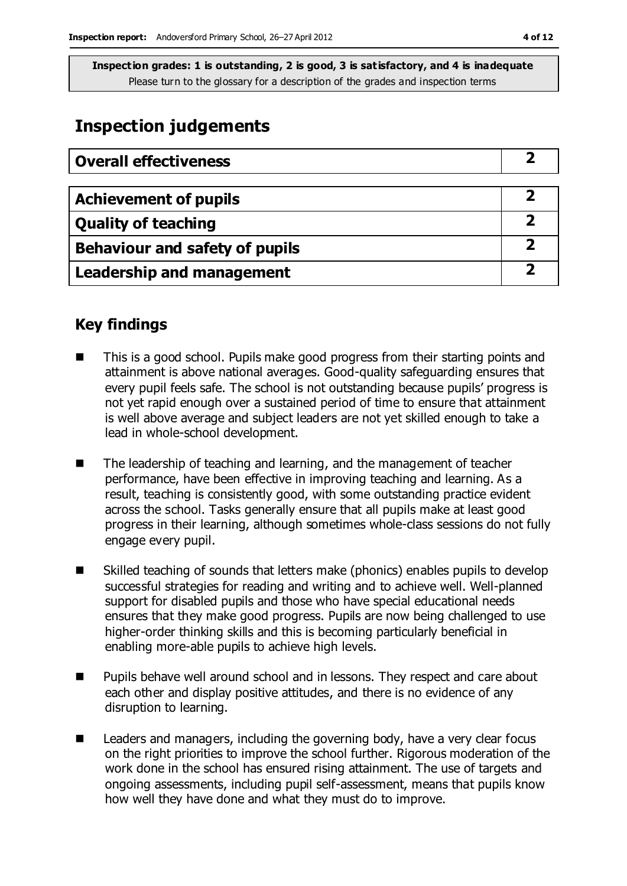**Inspection grades: 1 is outstanding, 2 is good, 3 is satisfactory, and 4 is inadequate**
Please turn to the glossary for a description of the grades and inspection terms

# Inspection judgements

| **Overall effectiveness** | **2** |
|---|---|

| **Achievement of pupils** | **2** |
|---|---|
| **Quality of teaching** | **2** |
| **Behaviour and safety of pupils** | **2** |
| **Leadership and management** | **2** |

## Key findings

- This is a good school. Pupils make good progress from their starting points and attainment is above national averages. Good-quality safeguarding ensures that every pupil feels safe. The school is not outstanding because pupils' progress is not yet rapid enough over a sustained period of time to ensure that attainment is well above average and subject leaders are not yet skilled enough to take a lead in whole-school development.
- The leadership of teaching and learning, and the management of teacher performance, have been effective in improving teaching and learning. As a result, teaching is consistently good, with some outstanding practice evident across the school. Tasks generally ensure that all pupils make at least good progress in their learning, although sometimes whole-class sessions do not fully engage every pupil.
- Skilled teaching of sounds that letters make (phonics) enables pupils to develop successful strategies for reading and writing and to achieve well. Well-planned support for disabled pupils and those who have special educational needs ensures that they make good progress. Pupils are now being challenged to use higher-order thinking skills and this is becoming particularly beneficial in enabling more-able pupils to achieve high levels.
- Pupils behave well around school and in lessons. They respect and care about each other and display positive attitudes, and there is no evidence of any disruption to learning.
- Leaders and managers, including the governing body, have a very clear focus on the right priorities to improve the school further. Rigorous moderation of the work done in the school has ensured rising attainment. The use of targets and ongoing assessments, including pupil self-assessment, means that pupils know how well they have done and what they must do to improve.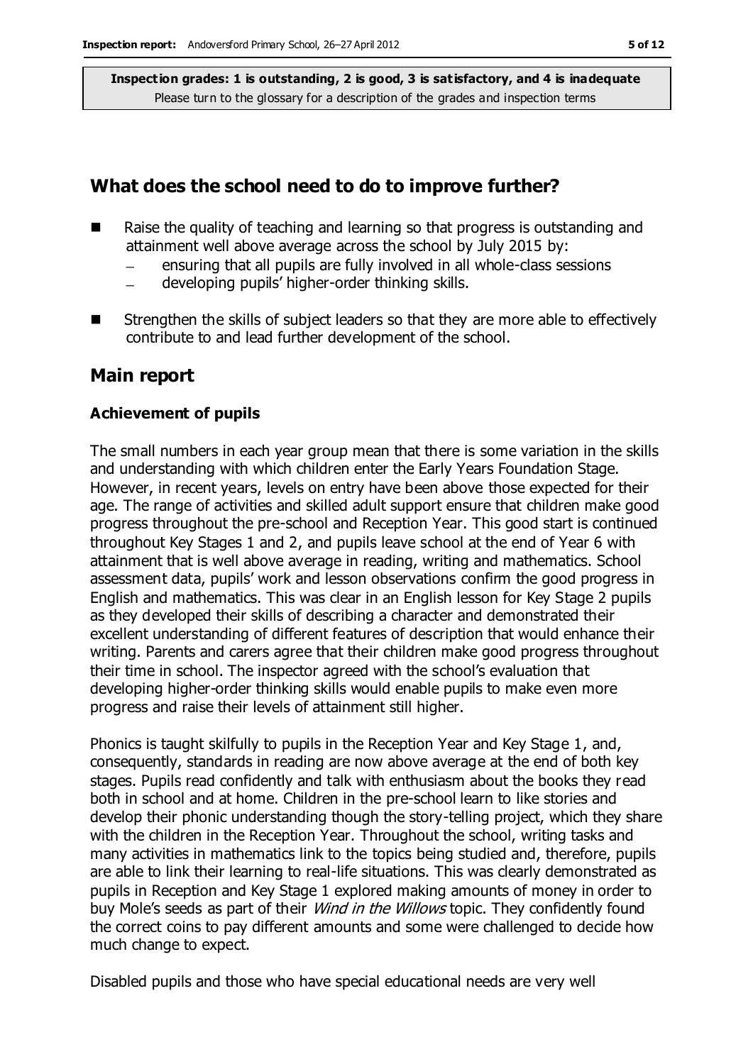## What does the school need to do to improve further?

- Raise the quality of teaching and learning so that progress is outstanding and attainment well above average across the school by July 2015 by:
  - ensuring that all pupils are fully involved in all whole-class sessions
  - developing pupils' higher-order thinking skills.
- Strengthen the skills of subject leaders so that they are more able to effectively contribute to and lead further development of the school.

## Main report

### Achievement of pupils

The small numbers in each year group mean that there is some variation in the skills and understanding with which children enter the Early Years Foundation Stage. However, in recent years, levels on entry have been above those expected for their age. The range of activities and skilled adult support ensure that children make good progress throughout the pre-school and Reception Year. This good start is continued throughout Key Stages 1 and 2, and pupils leave school at the end of Year 6 with attainment that is well above average in reading, writing and mathematics. School assessment data, pupils' work and lesson observations confirm the good progress in English and mathematics. This was clear in an English lesson for Key Stage 2 pupils as they developed their skills of describing a character and demonstrated their excellent understanding of different features of description that would enhance their writing. Parents and carers agree that their children make good progress throughout their time in school. The inspector agreed with the school's evaluation that developing higher-order thinking skills would enable pupils to make even more progress and raise their levels of attainment still higher.

Phonics is taught skilfully to pupils in the Reception Year and Key Stage 1, and, consequently, standards in reading are now above average at the end of both key stages. Pupils read confidently and talk with enthusiasm about the books they read both in school and at home. Children in the pre-school learn to like stories and develop their phonic understanding though the story-telling project, which they share with the children in the Reception Year. Throughout the school, writing tasks and many activities in mathematics link to the topics being studied and, therefore, pupils are able to link their learning to real-life situations. This was clearly demonstrated as pupils in Reception and Key Stage 1 explored making amounts of money in order to buy Mole's seeds as part of their *Wind in the Willows* topic. They confidently found the correct coins to pay different amounts and some were challenged to decide how much change to expect.

Disabled pupils and those who have special educational needs are very well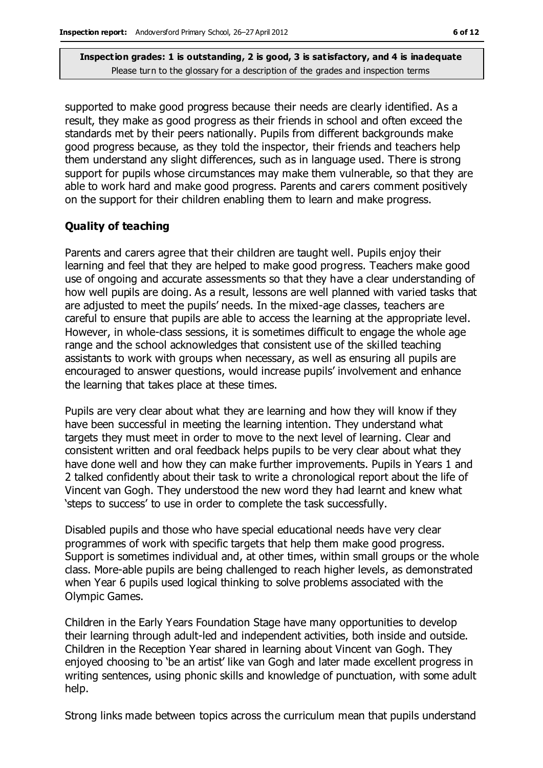supported to make good progress because their needs are clearly identified. As a result, they make as good progress as their friends in school and often exceed the standards met by their peers nationally. Pupils from different backgrounds make good progress because, as they told the inspector, their friends and teachers help them understand any slight differences, such as in language used. There is strong support for pupils whose circumstances may make them vulnerable, so that they are able to work hard and make good progress. Parents and carers comment positively on the support for their children enabling them to learn and make progress.

### Quality of teaching

Parents and carers agree that their children are taught well. Pupils enjoy their learning and feel that they are helped to make good progress. Teachers make good use of ongoing and accurate assessments so that they have a clear understanding of how well pupils are doing. As a result, lessons are well planned with varied tasks that are adjusted to meet the pupils' needs. In the mixed-age classes, teachers are careful to ensure that pupils are able to access the learning at the appropriate level. However, in whole-class sessions, it is sometimes difficult to engage the whole age range and the school acknowledges that consistent use of the skilled teaching assistants to work with groups when necessary, as well as ensuring all pupils are encouraged to answer questions, would increase pupils' involvement and enhance the learning that takes place at these times.

Pupils are very clear about what they are learning and how they will know if they have been successful in meeting the learning intention. They understand what targets they must meet in order to move to the next level of learning. Clear and consistent written and oral feedback helps pupils to be very clear about what they have done well and how they can make further improvements. Pupils in Years 1 and 2 talked confidently about their task to write a chronological report about the life of Vincent van Gogh. They understood the new word they had learnt and knew what 'steps to success' to use in order to complete the task successfully.

Disabled pupils and those who have special educational needs have very clear programmes of work with specific targets that help them make good progress. Support is sometimes individual and, at other times, within small groups or the whole class. More-able pupils are being challenged to reach higher levels, as demonstrated when Year 6 pupils used logical thinking to solve problems associated with the Olympic Games.

Children in the Early Years Foundation Stage have many opportunities to develop their learning through adult-led and independent activities, both inside and outside. Children in the Reception Year shared in learning about Vincent van Gogh. They enjoyed choosing to 'be an artist' like van Gogh and later made excellent progress in writing sentences, using phonic skills and knowledge of punctuation, with some adult help.

Strong links made between topics across the curriculum mean that pupils understand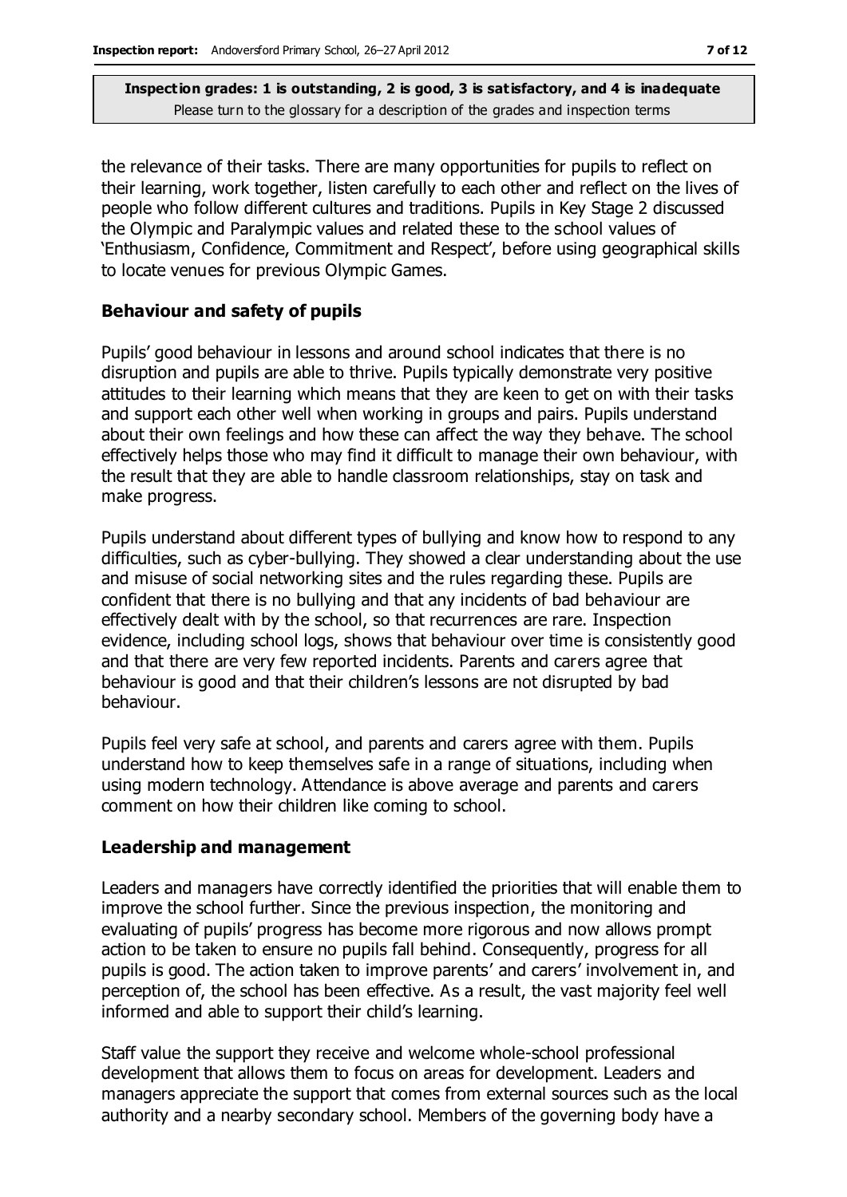the relevance of their tasks. There are many opportunities for pupils to reflect on their learning, work together, listen carefully to each other and reflect on the lives of people who follow different cultures and traditions. Pupils in Key Stage 2 discussed the Olympic and Paralympic values and related these to the school values of 'Enthusiasm, Confidence, Commitment and Respect', before using geographical skills to locate venues for previous Olympic Games.

### Behaviour and safety of pupils

Pupils' good behaviour in lessons and around school indicates that there is no disruption and pupils are able to thrive. Pupils typically demonstrate very positive attitudes to their learning which means that they are keen to get on with their tasks and support each other well when working in groups and pairs. Pupils understand about their own feelings and how these can affect the way they behave. The school effectively helps those who may find it difficult to manage their own behaviour, with the result that they are able to handle classroom relationships, stay on task and make progress.

Pupils understand about different types of bullying and know how to respond to any difficulties, such as cyber-bullying. They showed a clear understanding about the use and misuse of social networking sites and the rules regarding these. Pupils are confident that there is no bullying and that any incidents of bad behaviour are effectively dealt with by the school, so that recurrences are rare. Inspection evidence, including school logs, shows that behaviour over time is consistently good and that there are very few reported incidents. Parents and carers agree that behaviour is good and that their children's lessons are not disrupted by bad behaviour.

Pupils feel very safe at school, and parents and carers agree with them. Pupils understand how to keep themselves safe in a range of situations, including when using modern technology. Attendance is above average and parents and carers comment on how their children like coming to school.

### Leadership and management

Leaders and managers have correctly identified the priorities that will enable them to improve the school further. Since the previous inspection, the monitoring and evaluating of pupils' progress has become more rigorous and now allows prompt action to be taken to ensure no pupils fall behind. Consequently, progress for all pupils is good. The action taken to improve parents' and carers' involvement in, and perception of, the school has been effective. As a result, the vast majority feel well informed and able to support their child's learning.

Staff value the support they receive and welcome whole-school professional development that allows them to focus on areas for development. Leaders and managers appreciate the support that comes from external sources such as the local authority and a nearby secondary school. Members of the governing body have a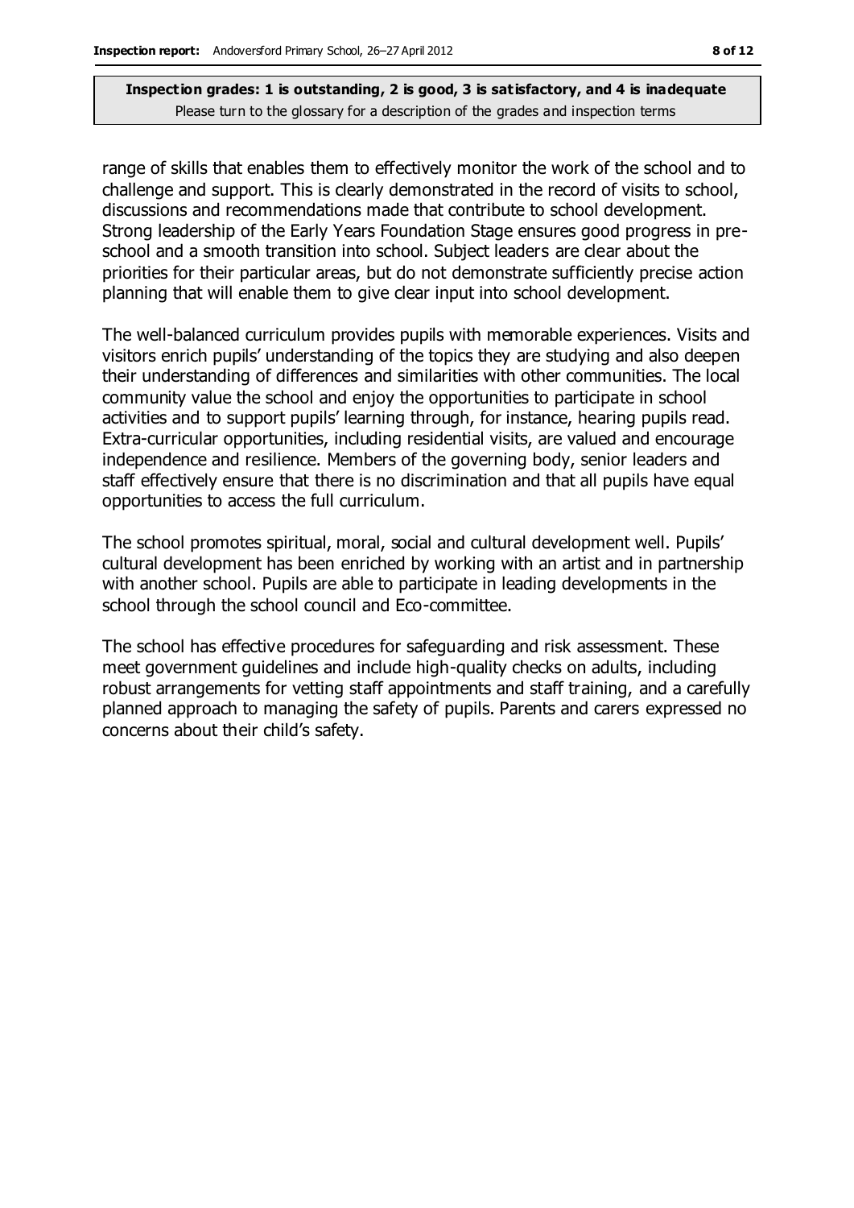range of skills that enables them to effectively monitor the work of the school and to challenge and support. This is clearly demonstrated in the record of visits to school, discussions and recommendations made that contribute to school development. Strong leadership of the Early Years Foundation Stage ensures good progress in pre-school and a smooth transition into school. Subject leaders are clear about the priorities for their particular areas, but do not demonstrate sufficiently precise action planning that will enable them to give clear input into school development.

The well-balanced curriculum provides pupils with memorable experiences. Visits and visitors enrich pupils' understanding of the topics they are studying and also deepen their understanding of differences and similarities with other communities. The local community value the school and enjoy the opportunities to participate in school activities and to support pupils' learning through, for instance, hearing pupils read. Extra-curricular opportunities, including residential visits, are valued and encourage independence and resilience. Members of the governing body, senior leaders and staff effectively ensure that there is no discrimination and that all pupils have equal opportunities to access the full curriculum.

The school promotes spiritual, moral, social and cultural development well. Pupils' cultural development has been enriched by working with an artist and in partnership with another school. Pupils are able to participate in leading developments in the school through the school council and Eco-committee.

The school has effective procedures for safeguarding and risk assessment. These meet government guidelines and include high-quality checks on adults, including robust arrangements for vetting staff appointments and staff training, and a carefully planned approach to managing the safety of pupils. Parents and carers expressed no concerns about their child's safety.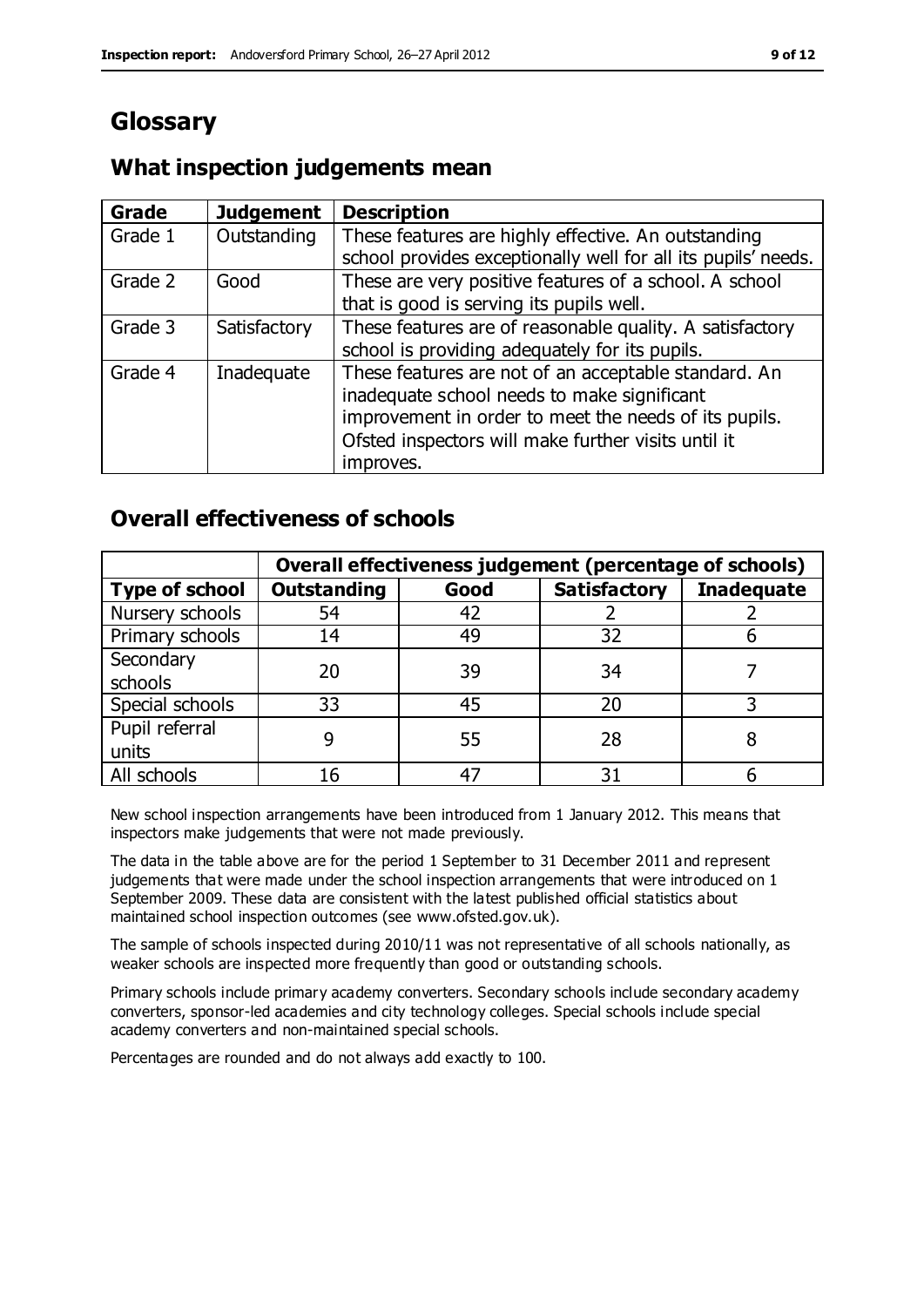# Glossary

## What inspection judgements mean

| Grade | Judgement | Description |
|---|---|---|
| Grade 1 | Outstanding | These features are highly effective. An outstanding school provides exceptionally well for all its pupils' needs. |
| Grade 2 | Good | These are very positive features of a school. A school that is good is serving its pupils well. |
| Grade 3 | Satisfactory | These features are of reasonable quality. A satisfactory school is providing adequately for its pupils. |
| Grade 4 | Inadequate | These features are not of an acceptable standard. An inadequate school needs to make significant improvement in order to meet the needs of its pupils. Ofsted inspectors will make further visits until it improves. |

## Overall effectiveness of schools

| | Overall effectiveness judgement (percentage of schools) | | | |
|---|---|---|---|---|
| **Type of school** | **Outstanding** | **Good** | **Satisfactory** | **Inadequate** |
| Nursery schools | 54 | 42 | 2 | 2 |
| Primary schools | 14 | 49 | 32 | 6 |
| Secondary schools | 20 | 39 | 34 | 7 |
| Special schools | 33 | 45 | 20 | 3 |
| Pupil referral units | 9 | 55 | 28 | 8 |
| All schools | 16 | 47 | 31 | 6 |

New school inspection arrangements have been introduced from 1 January 2012. This means that inspectors make judgements that were not made previously.

The data in the table above are for the period 1 September to 31 December 2011 and represent judgements that were made under the school inspection arrangements that were introduced on 1 September 2009. These data are consistent with the latest published official statistics about maintained school inspection outcomes (see www.ofsted.gov.uk).

The sample of schools inspected during 2010/11 was not representative of all schools nationally, as weaker schools are inspected more frequently than good or outstanding schools.

Primary schools include primary academy converters. Secondary schools include secondary academy converters, sponsor-led academies and city technology colleges. Special schools include special academy converters and non-maintained special schools.

Percentages are rounded and do not always add exactly to 100.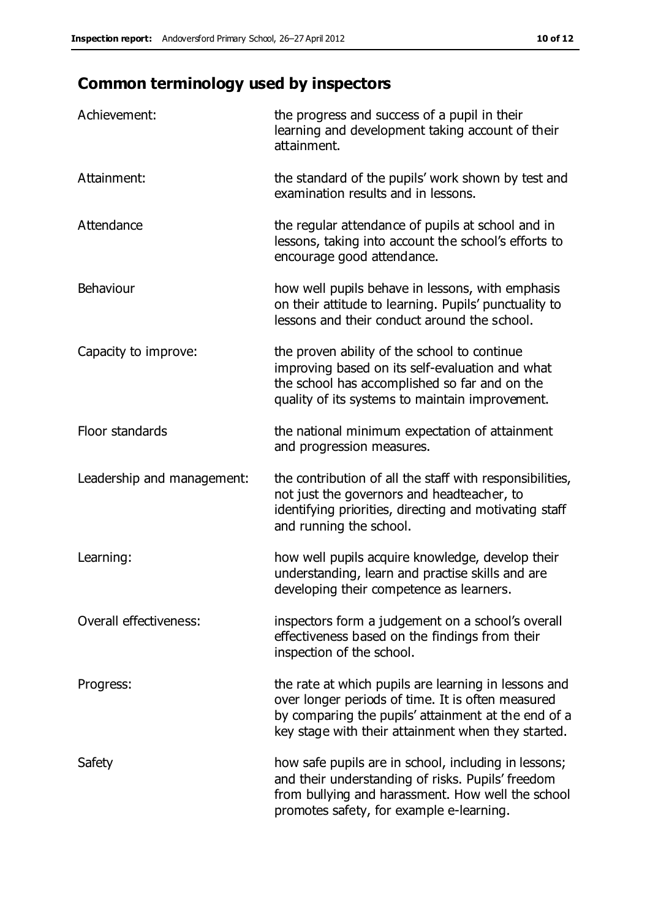## Common terminology used by inspectors

| | |
|---|---|
| Achievement: | the progress and success of a pupil in their learning and development taking account of their attainment. |
| Attainment: | the standard of the pupils' work shown by test and examination results and in lessons. |
| Attendance | the regular attendance of pupils at school and in lessons, taking into account the school's efforts to encourage good attendance. |
| Behaviour | how well pupils behave in lessons, with emphasis on their attitude to learning. Pupils' punctuality to lessons and their conduct around the school. |
| Capacity to improve: | the proven ability of the school to continue improving based on its self-evaluation and what the school has accomplished so far and on the quality of its systems to maintain improvement. |
| Floor standards | the national minimum expectation of attainment and progression measures. |
| Leadership and management: | the contribution of all the staff with responsibilities, not just the governors and headteacher, to identifying priorities, directing and motivating staff and running the school. |
| Learning: | how well pupils acquire knowledge, develop their understanding, learn and practise skills and are developing their competence as learners. |
| Overall effectiveness: | inspectors form a judgement on a school's overall effectiveness based on the findings from their inspection of the school. |
| Progress: | the rate at which pupils are learning in lessons and over longer periods of time. It is often measured by comparing the pupils' attainment at the end of a key stage with their attainment when they started. |
| Safety | how safe pupils are in school, including in lessons; and their understanding of risks. Pupils' freedom from bullying and harassment. How well the school promotes safety, for example e-learning. |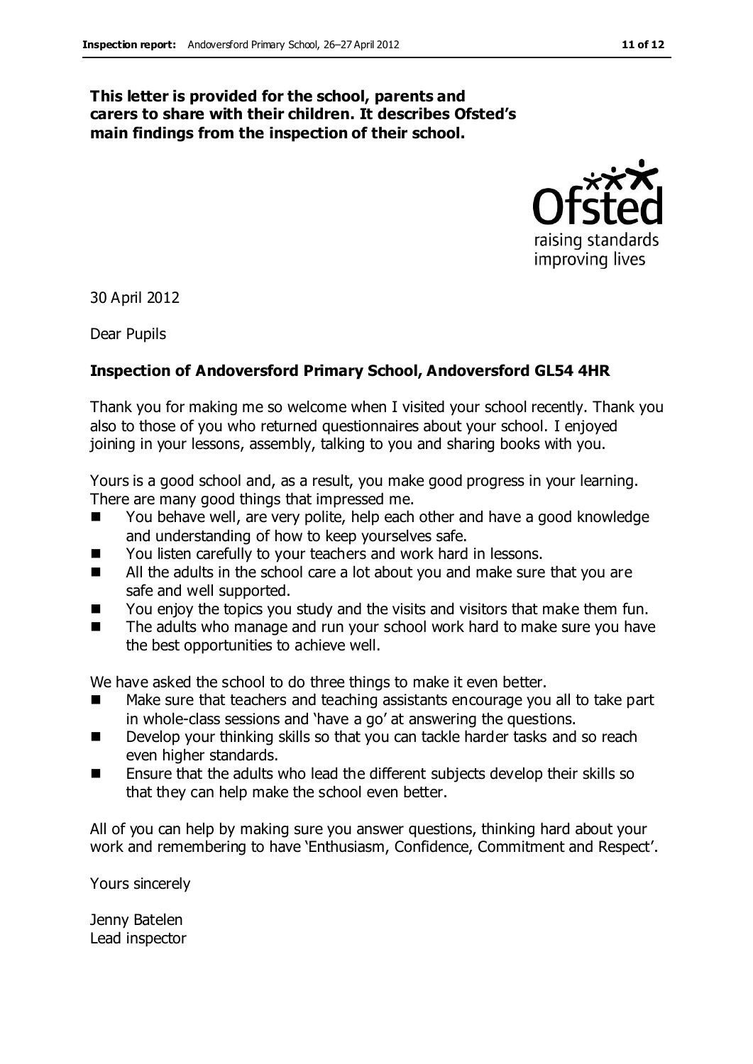**This letter is provided for the school, parents and carers to share with their children. It describes Ofsted's main findings from the inspection of their school.**

30 April 2012

Dear Pupils

**Inspection of Andoversford Primary School, Andoversford GL54 4HR**

Thank you for making me so welcome when I visited your school recently. Thank you also to those of you who returned questionnaires about your school. I enjoyed joining in your lessons, assembly, talking to you and sharing books with you.

Yours is a good school and, as a result, you make good progress in your learning. There are many good things that impressed me.

- You behave well, are very polite, help each other and have a good knowledge and understanding of how to keep yourselves safe.
- You listen carefully to your teachers and work hard in lessons.
- All the adults in the school care a lot about you and make sure that you are safe and well supported.
- You enjoy the topics you study and the visits and visitors that make them fun.
- The adults who manage and run your school work hard to make sure you have the best opportunities to achieve well.

We have asked the school to do three things to make it even better.

- Make sure that teachers and teaching assistants encourage you all to take part in whole-class sessions and 'have a go' at answering the questions.
- Develop your thinking skills so that you can tackle harder tasks and so reach even higher standards.
- Ensure that the adults who lead the different subjects develop their skills so that they can help make the school even better.

All of you can help by making sure you answer questions, thinking hard about your work and remembering to have 'Enthusiasm, Confidence, Commitment and Respect'.

Yours sincerely

Jenny Batelen
Lead inspector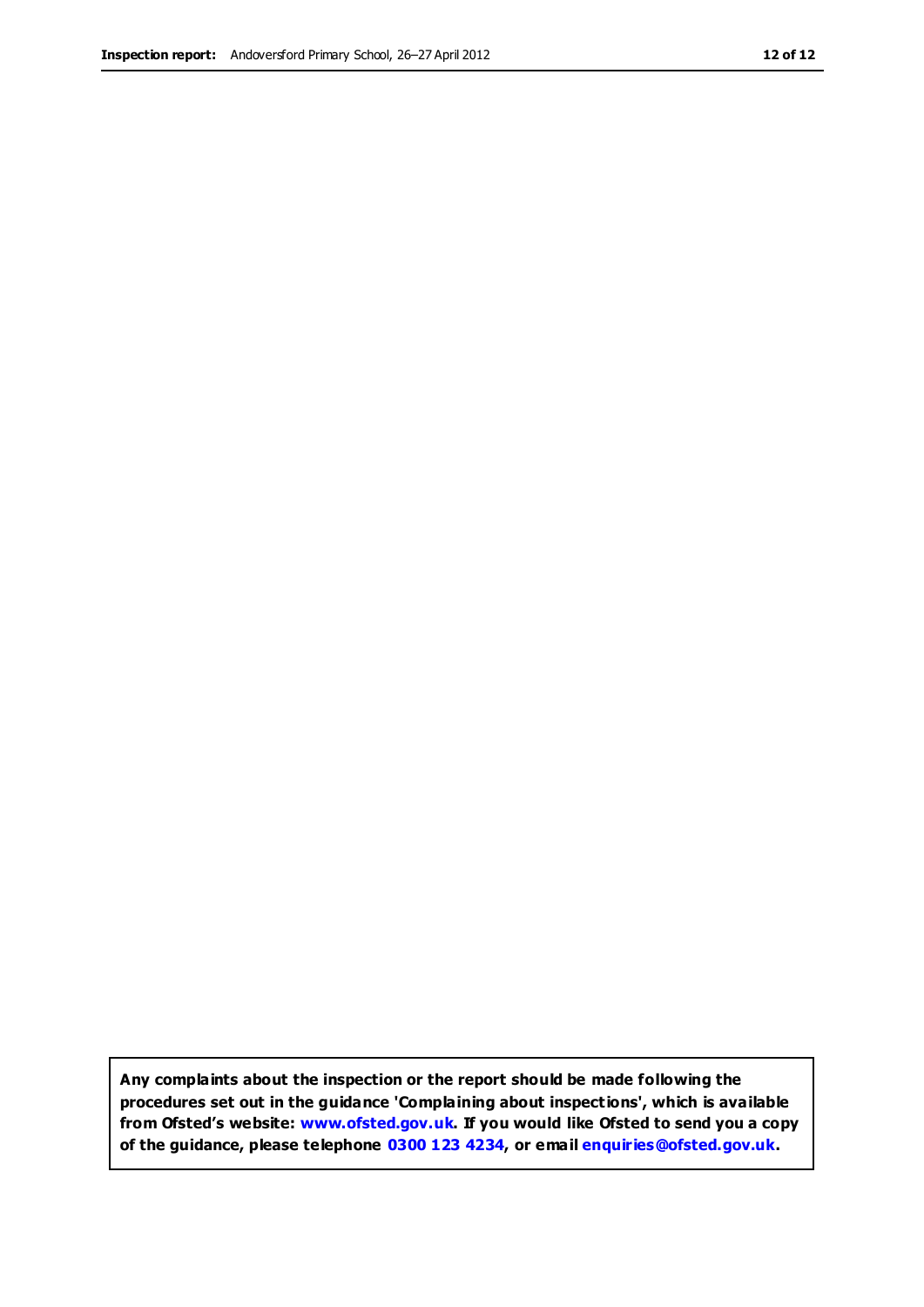**Any complaints about the inspection or the report should be made following the procedures set out in the guidance 'Complaining about inspections', which is available from Ofsted's website: www.ofsted.gov.uk. If you would like Ofsted to send you a copy of the guidance, please telephone 0300 123 4234, or email enquiries@ofsted.gov.uk.**